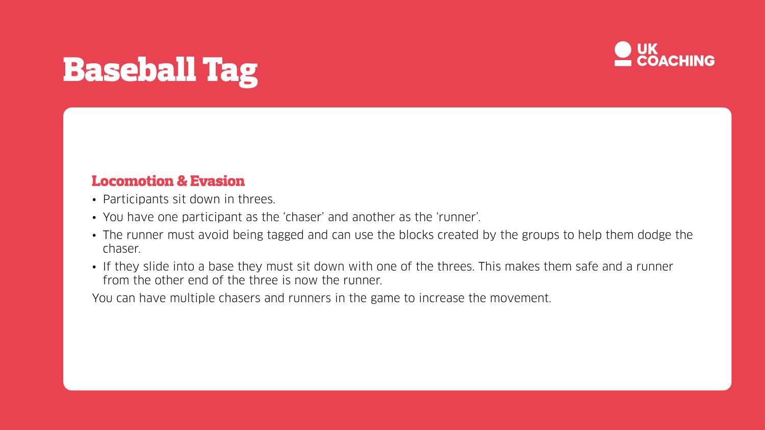# Baseball Tag

UK COACHING

## Locomotion & Evasion

- Participants sit down in threes.
- You have one participant as the 'chaser' and another as the 'runner'.
- The runner must avoid being tagged and can use the blocks created by the groups to help them dodge the chaser.
- If they slide into a base they must sit down with one of the threes. This makes them safe and a runner from the other end of the three is now the runner.

You can have multiple chasers and runners in the game to increase the movement.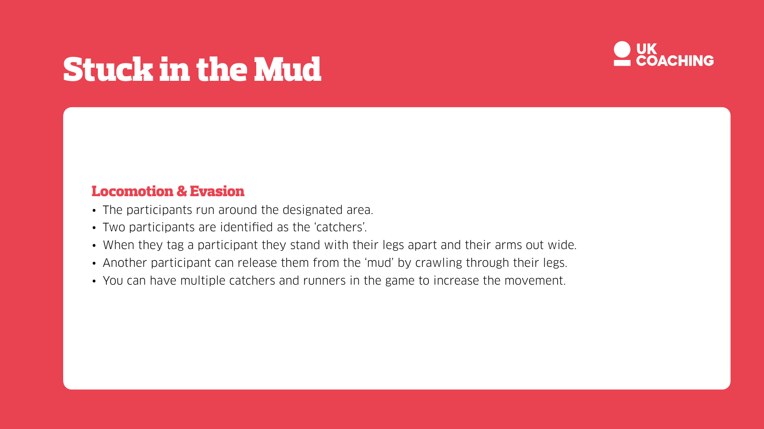# Stuck in the Mud

UK COACHING

### Locomotion & Evasion

- The participants run around the designated area.
- Two participants are identified as the 'catchers'.
- When they tag a participant they stand with their legs apart and their arms out wide.
- Another participant can release them from the 'mud' by crawling through their legs.
- You can have multiple catchers and runners in the game to increase the movement.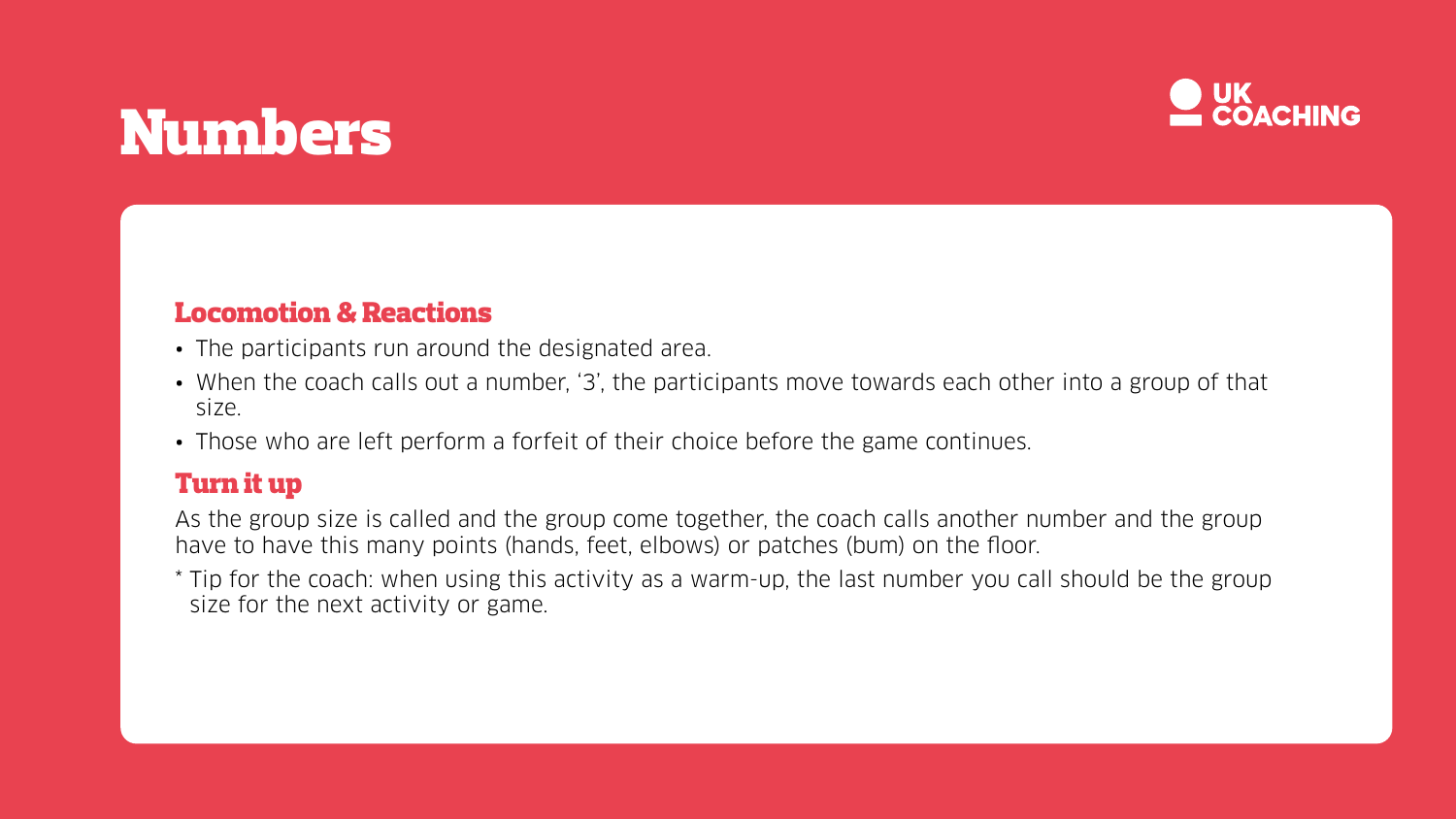# Numbers

UK COACHING

## Locomotion & Reactions

- The participants run around the designated area.
- When the coach calls out a number, '3', the participants move towards each other into a group of that size.
- Those who are left perform a forfeit of their choice before the game continues.

## Turn it up

As the group size is called and the group come together, the coach calls another number and the group have to have this many points (hands, feet, elbows) or patches (bum) on the floor.

* Tip for the coach: when using this activity as a warm-up, the last number you call should be the group size for the next activity or game.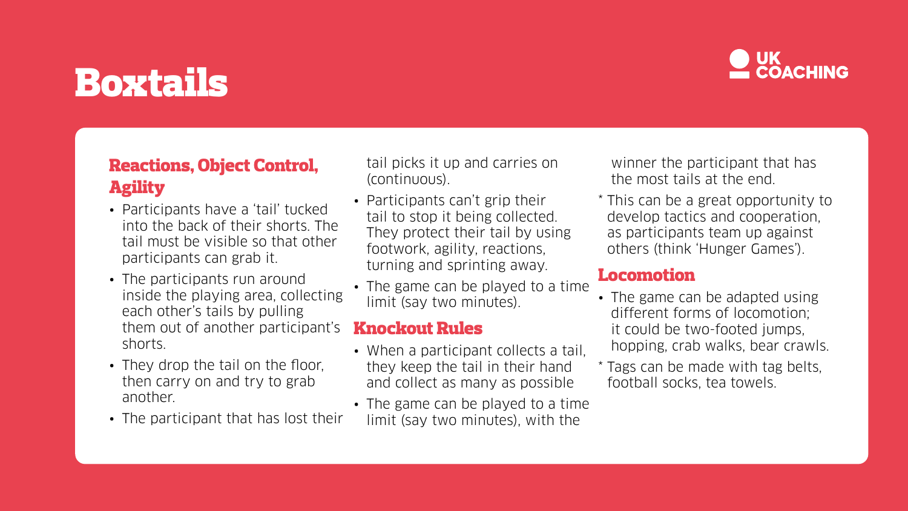# Boxtails

## Reactions, Object Control, Agility

- Participants have a 'tail' tucked into the back of their shorts. The tail must be visible so that other participants can grab it.
- The participants run around inside the playing area, collecting each other's tails by pulling them out of another participant's shorts.
- They drop the tail on the floor, then carry on and try to grab another.
- The participant that has lost their tail picks it up and carries on (continuous).
- Participants can't grip their tail to stop it being collected. They protect their tail by using footwork, agility, reactions, turning and sprinting away.
- The game can be played to a time limit (say two minutes).

## Knockout Rules

- When a participant collects a tail, they keep the tail in their hand and collect as many as possible
- The game can be played to a time limit (say two minutes), with the winner the participant that has the most tails at the end.

* This can be a great opportunity to develop tactics and cooperation, as participants team up against others (think 'Hunger Games').

## Locomotion

- The game can be adapted using different forms of locomotion; it could be two-footed jumps, hopping, crab walks, bear crawls.

* Tags can be made with tag belts, football socks, tea towels.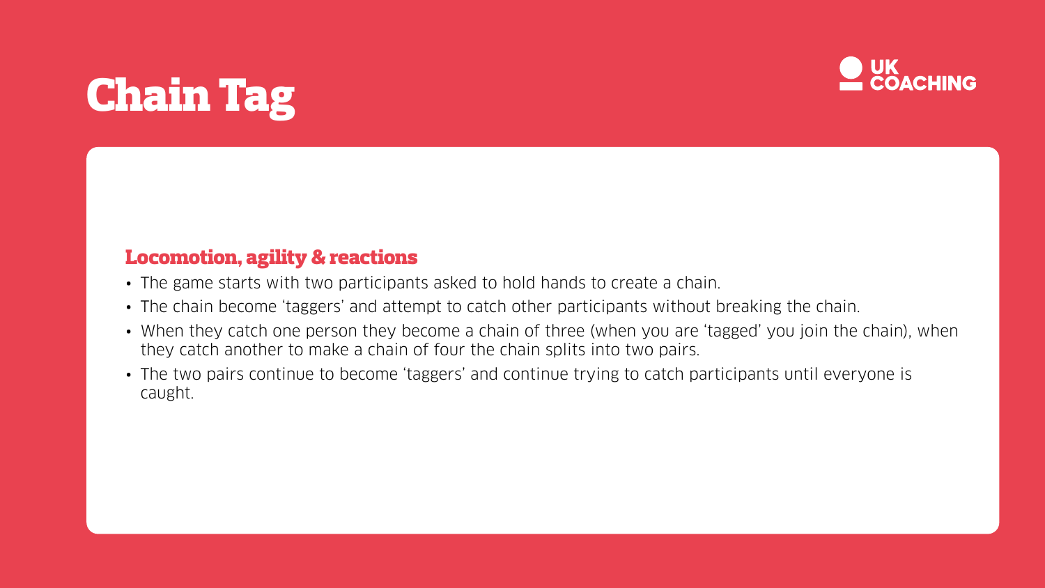# Chain Tag

UK COACHING

### Locomotion, agility & reactions

- The game starts with two participants asked to hold hands to create a chain.
- The chain become 'taggers' and attempt to catch other participants without breaking the chain.
- When they catch one person they become a chain of three (when you are 'tagged' you join the chain), when they catch another to make a chain of four the chain splits into two pairs.
- The two pairs continue to become 'taggers' and continue trying to catch participants until everyone is caught.